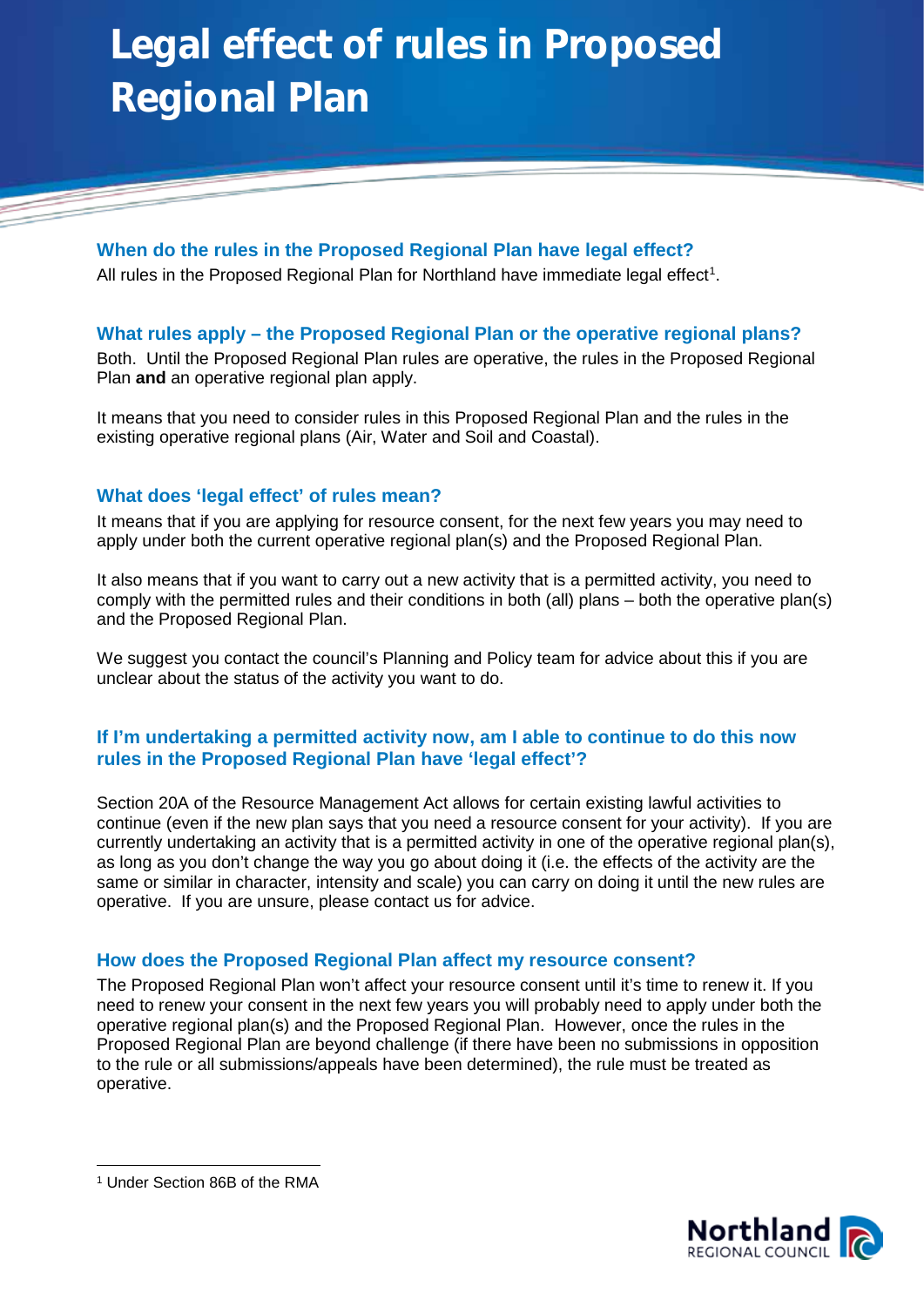# Legal effect of rules in Proposed Regional Plan

## When do the rules in the Proposed Regional Plan have legal effect?

All rules in the Proposed Regional Plan for Northland have immediate legal effect[1].

## What rules apply – the Proposed Regional Plan or the operative regional plans?

Both. Until the Proposed Regional Plan rules are operative, the rules in the Proposed Regional Plan **and** an operative regional plan apply.

It means that you need to consider rules in this Proposed Regional Plan and the rules in the existing operative regional plans (Air, Water and Soil and Coastal).

## What does 'legal effect' of rules mean?

It means that if you are applying for resource consent, for the next few years you may need to apply under both the current operative regional plan(s) and the Proposed Regional Plan.

It also means that if you want to carry out a new activity that is a permitted activity, you need to comply with the permitted rules and their conditions in both (all) plans – both the operative plan(s) and the Proposed Regional Plan.

We suggest you contact the council's Planning and Policy team for advice about this if you are unclear about the status of the activity you want to do.

## If I'm undertaking a permitted activity now, am I able to continue to do this now rules in the Proposed Regional Plan have 'legal effect'?

Section 20A of the Resource Management Act allows for certain existing lawful activities to continue (even if the new plan says that you need a resource consent for your activity). If you are currently undertaking an activity that is a permitted activity in one of the operative regional plan(s), as long as you don't change the way you go about doing it (i.e. the effects of the activity are the same or similar in character, intensity and scale) you can carry on doing it until the new rules are operative. If you are unsure, please contact us for advice.

## How does the Proposed Regional Plan affect my resource consent?

The Proposed Regional Plan won't affect your resource consent until it's time to renew it. If you need to renew your consent in the next few years you will probably need to apply under both the operative regional plan(s) and the Proposed Regional Plan. However, once the rules in the Proposed Regional Plan are beyond challenge (if there have been no submissions in opposition to the rule or all submissions/appeals have been determined), the rule must be treated as operative.

---

[1] Under Section 86B of the RMA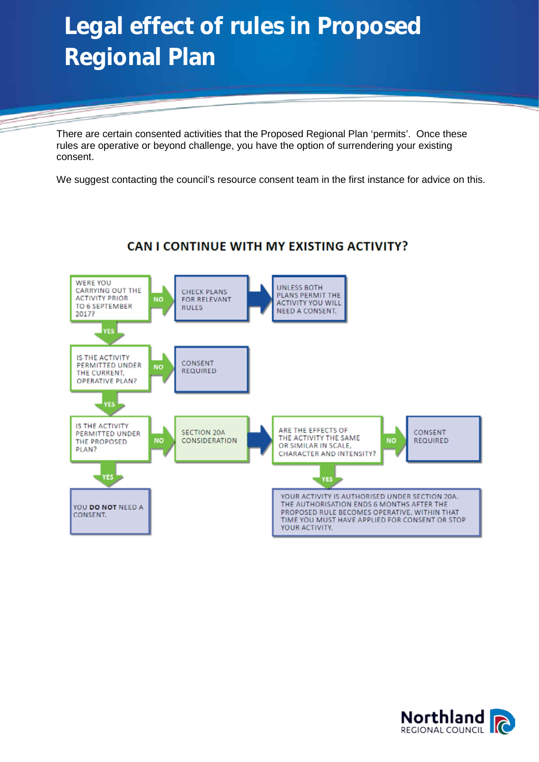# Legal effect of rules in Proposed Regional Plan

There are certain consented activities that the Proposed Regional Plan 'permits'. Once these rules are operative or beyond challenge, you have the option of surrendering your existing consent.

We suggest contacting the council's resource consent team in the first instance for advice on this.

## CAN I CONTINUE WITH MY EXISTING ACTIVITY?

WERE YOU CARRYING OUT THE ACTIVITY PRIOR TO 6 SEPTEMBER 2017?

NO

CHECK PLANS FOR RELEVANT RULES

UNLESS BOTH PLANS PERMIT THE ACTIVITY YOU WILL NEED A CONSENT.

YES

IS THE ACTIVITY PERMITTED UNDER THE CURRENT, OPERATIVE PLAN?

NO

CONSENT REQUIRED

YES

IS THE ACTIVITY PERMITTED UNDER THE PROPOSED PLAN?

NO

SECTION 20A CONSIDERATION

ARE THE EFFECTS OF THE ACTIVITY THE SAME OR SIMILAR IN SCALE, CHARACTER AND INTENSITY?

NO

CONSENT REQUIRED

YES

YOUR ACTIVITY IS AUTHORISED UNDER SECTION 20A. THE AUTHORISATION ENDS 6 MONTHS AFTER THE PROPOSED RULE BECOMES OPERATIVE. WITHIN THAT TIME YOU MUST HAVE APPLIED FOR CONSENT OR STOP YOUR ACTIVITY.

YES

YOU **DO NOT** NEED A CONSENT.